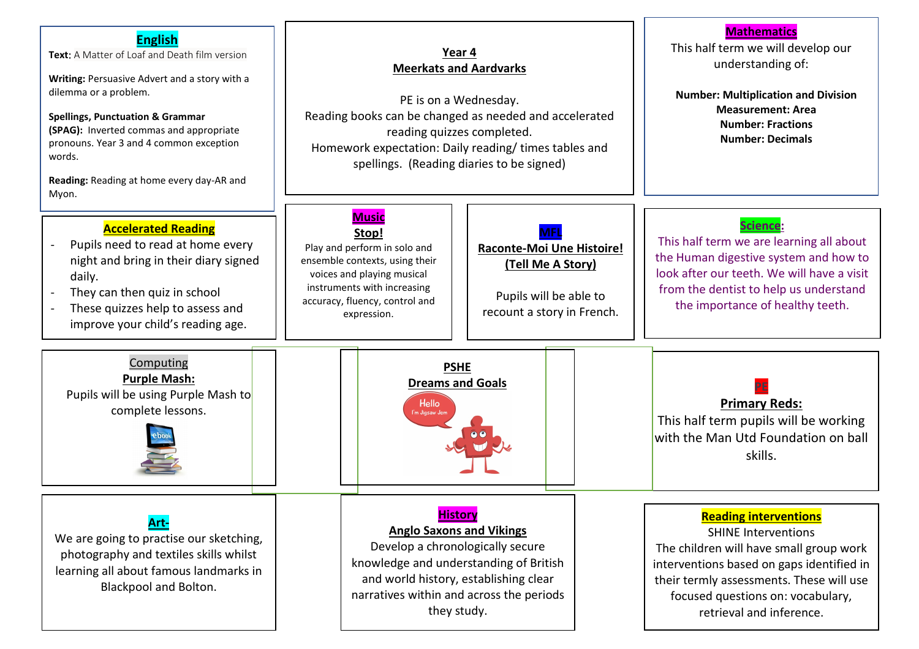## Year 4

## Meerkats and Aardvarks

PE is on a Wednesday.
Reading books can be changed as needed and accelerated reading quizzes completed.
Homework expectation: Daily reading/ times tables and spellings. (Reading diaries to be signed)

### English

**Text:** A Matter of Loaf and Death film version

**Writing:** Persuasive Advert and a story with a dilemma or a problem.

**Spellings, Punctuation & Grammar (SPAG):** Inverted commas and appropriate pronouns. Year 3 and 4 common exception words.

**Reading:** Reading at home every day-AR and Myon.

### Mathematics

This half term we will develop our understanding of:

**Number: Multiplication and Division**
**Measurement: Area**
**Number: Fractions**
**Number: Decimals**

### Accelerated Reading

- Pupils need to read at home every night and bring in their diary signed daily.
- They can then quiz in school
- These quizzes help to assess and improve your child's reading age.

### Music

**Stop!**

Play and perform in solo and ensemble contexts, using their voices and playing musical instruments with increasing accuracy, fluency, control and expression.

### MFL

**Raconte-Moi Une Histoire! (Tell Me A Story)**

Pupils will be able to recount a story in French.

### Science:

This half term we are learning all about the Human digestive system and how to look after our teeth. We will have a visit from the dentist to help us understand the importance of healthy teeth.

### Computing

**Purple Mash:**

Pupils will be using Purple Mash to complete lessons.

### PSHE

**Dreams and Goals**

Hello I'm Jigsaw Jem

### PE

**Primary Reds:**

This half term pupils will be working with the Man Utd Foundation on ball skills.

### Art-

We are going to practise our sketching, photography and textiles skills whilst learning all about famous landmarks in Blackpool and Bolton.

### History

**Anglo Saxons and Vikings**

Develop a chronologically secure knowledge and understanding of British and world history, establishing clear narratives within and across the periods they study.

### Reading interventions

SHINE Interventions

The children will have small group work interventions based on gaps identified in their termly assessments. These will use focused questions on: vocabulary, retrieval and inference.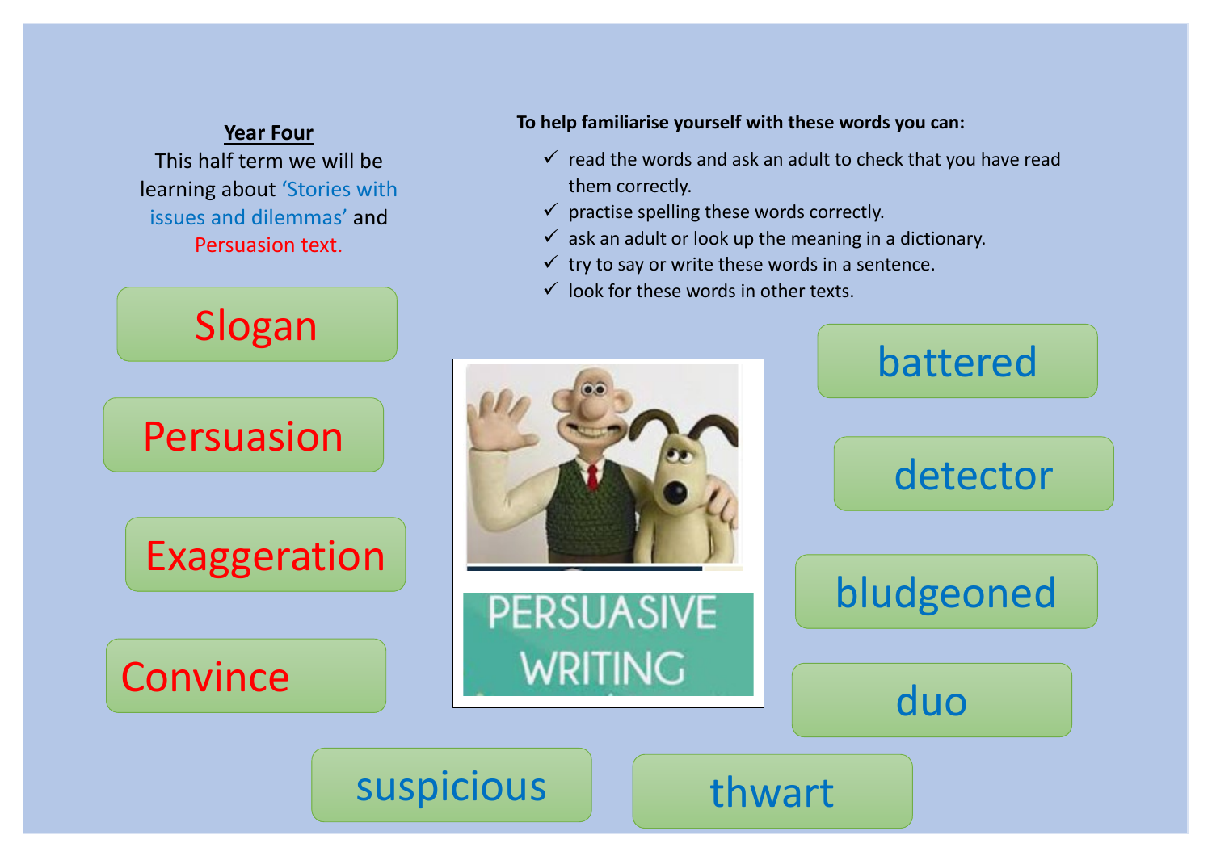**Year Four**

This half term we will be learning about 'Stories with issues and dilemmas' and Persuasion text.

**To help familiarise yourself with these words you can:**

- ✓ read the words and ask an adult to check that you have read them correctly.
- ✓ practise spelling these words correctly.
- ✓ ask an adult or look up the meaning in a dictionary.
- ✓ try to say or write these words in a sentence.
- ✓ look for these words in other texts.

Slogan

Persuasion

Exaggeration

Convince

PERSUASIVE WRITING

battered

detector

bludgeoned

duo

suspicious

thwart